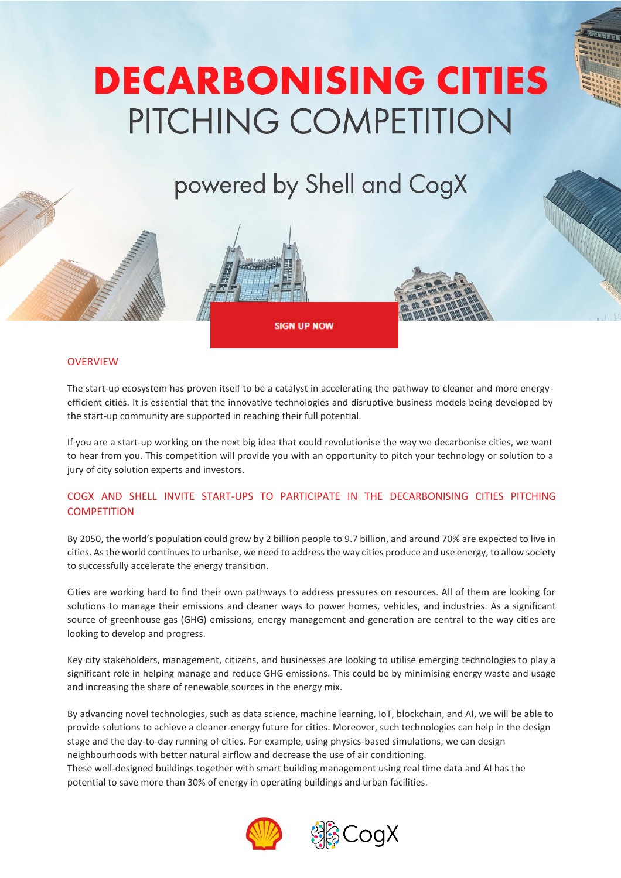# DECARBONISING CITIES
# PITCHING COMPETITION

## powered by Shell and CogX

SIGN UP NOW

## OVERVIEW

The start-up ecosystem has proven itself to be a catalyst in accelerating the pathway to cleaner and more energy-efficient cities. It is essential that the innovative technologies and disruptive business models being developed by the start-up community are supported in reaching their full potential.

If you are a start-up working on the next big idea that could revolutionise the way we decarbonise cities, we want to hear from you. This competition will provide you with an opportunity to pitch your technology or solution to a jury of city solution experts and investors.

## COGX AND SHELL INVITE START-UPS TO PARTICIPATE IN THE DECARBONISING CITIES PITCHING COMPETITION

By 2050, the world's population could grow by 2 billion people to 9.7 billion, and around 70% are expected to live in cities. As the world continues to urbanise, we need to address the way cities produce and use energy, to allow society to successfully accelerate the energy transition.

Cities are working hard to find their own pathways to address pressures on resources. All of them are looking for solutions to manage their emissions and cleaner ways to power homes, vehicles, and industries. As a significant source of greenhouse gas (GHG) emissions, energy management and generation are central to the way cities are looking to develop and progress.

Key city stakeholders, management, citizens, and businesses are looking to utilise emerging technologies to play a significant role in helping manage and reduce GHG emissions. This could be by minimising energy waste and usage and increasing the share of renewable sources in the energy mix.

By advancing novel technologies, such as data science, machine learning, IoT, blockchain, and AI, we will be able to provide solutions to achieve a cleaner-energy future for cities. Moreover, such technologies can help in the design stage and the day-to-day running of cities. For example, using physics-based simulations, we can design neighbourhoods with better natural airflow and decrease the use of air conditioning.
These well-designed buildings together with smart building management using real time data and AI has the potential to save more than 30% of energy in operating buildings and urban facilities.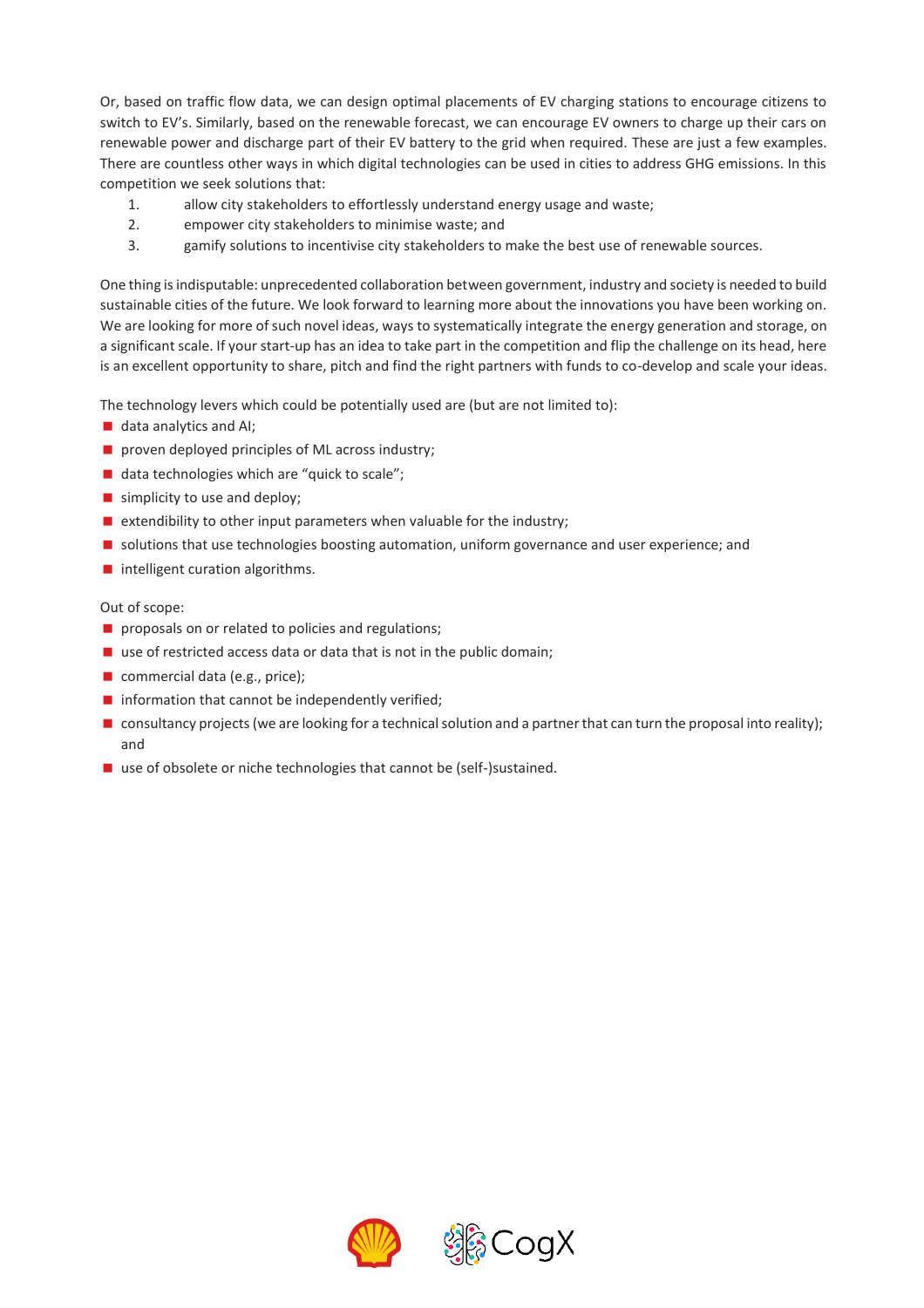Or, based on traffic flow data, we can design optimal placements of EV charging stations to encourage citizens to switch to EV's. Similarly, based on the renewable forecast, we can encourage EV owners to charge up their cars on renewable power and discharge part of their EV battery to the grid when required. These are just a few examples. There are countless other ways in which digital technologies can be used in cities to address GHG emissions. In this competition we seek solutions that:

1. allow city stakeholders to effortlessly understand energy usage and waste;
2. empower city stakeholders to minimise waste; and
3. gamify solutions to incentivise city stakeholders to make the best use of renewable sources.

One thing is indisputable: unprecedented collaboration between government, industry and society is needed to build sustainable cities of the future. We look forward to learning more about the innovations you have been working on. We are looking for more of such novel ideas, ways to systematically integrate the energy generation and storage, on a significant scale. If your start-up has an idea to take part in the competition and flip the challenge on its head, here is an excellent opportunity to share, pitch and find the right partners with funds to co-develop and scale your ideas.

The technology levers which could be potentially used are (but are not limited to):

- data analytics and AI;
- proven deployed principles of ML across industry;
- data technologies which are "quick to scale";
- simplicity to use and deploy;
- extendibility to other input parameters when valuable for the industry;
- solutions that use technologies boosting automation, uniform governance and user experience; and
- intelligent curation algorithms.

Out of scope:

- proposals on or related to policies and regulations;
- use of restricted access data or data that is not in the public domain;
- commercial data (e.g., price);
- information that cannot be independently verified;
- consultancy projects (we are looking for a technical solution and a partner that can turn the proposal into reality); and
- use of obsolete or niche technologies that cannot be (self-)sustained.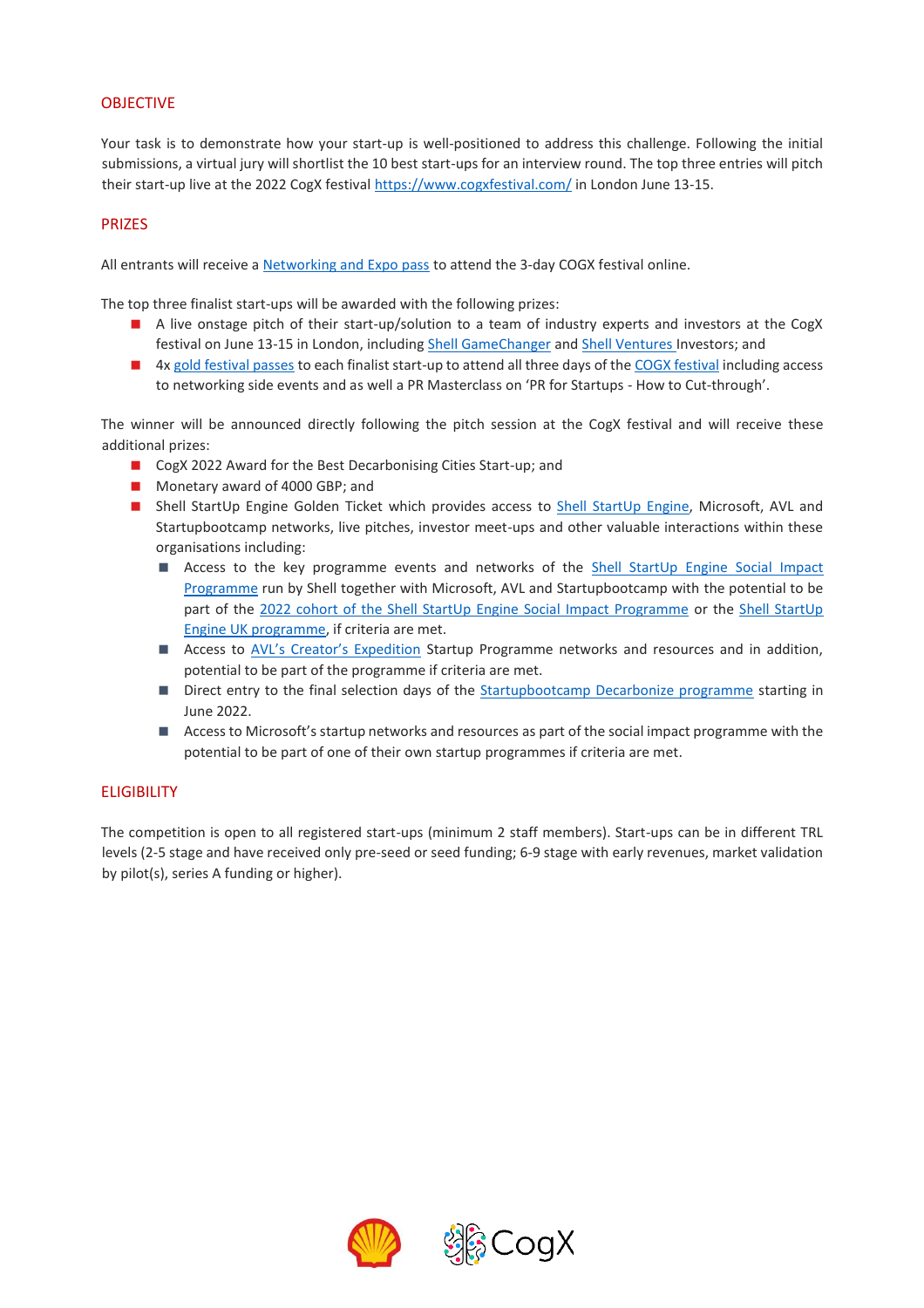## OBJECTIVE

Your task is to demonstrate how your start-up is well-positioned to address this challenge. Following the initial submissions, a virtual jury will shortlist the 10 best start-ups for an interview round. The top three entries will pitch their start-up live at the 2022 CogX festival [https://www.cogxfestival.com/](https://www.cogxfestival.com/) in London June 13-15.

## PRIZES

All entrants will receive a Networking and Expo pass to attend the 3-day COGX festival online.

The top three finalist start-ups will be awarded with the following prizes:

- A live onstage pitch of their start-up/solution to a team of industry experts and investors at the CogX festival on June 13-15 in London, including Shell GameChanger and Shell Ventures Investors; and
- 4x gold festival passes to each finalist start-up to attend all three days of the COGX festival including access to networking side events and as well a PR Masterclass on 'PR for Startups - How to Cut-through'.

The winner will be announced directly following the pitch session at the CogX festival and will receive these additional prizes:

- CogX 2022 Award for the Best Decarbonising Cities Start-up; and
- Monetary award of 4000 GBP; and
- Shell StartUp Engine Golden Ticket which provides access to Shell StartUp Engine, Microsoft, AVL and Startupbootcamp networks, live pitches, investor meet-ups and other valuable interactions within these organisations including:
  - Access to the key programme events and networks of the Shell StartUp Engine Social Impact Programme run by Shell together with Microsoft, AVL and Startupbootcamp with the potential to be part of the 2022 cohort of the Shell StartUp Engine Social Impact Programme or the Shell StartUp Engine UK programme, if criteria are met.
  - Access to AVL's Creator's Expedition Startup Programme networks and resources and in addition, potential to be part of the programme if criteria are met.
  - Direct entry to the final selection days of the Startupbootcamp Decarbonize programme starting in June 2022.
  - Access to Microsoft's startup networks and resources as part of the social impact programme with the potential to be part of one of their own startup programmes if criteria are met.

## ELIGIBILITY

The competition is open to all registered start-ups (minimum 2 staff members). Start-ups can be in different TRL levels (2-5 stage and have received only pre-seed or seed funding; 6-9 stage with early revenues, market validation by pilot(s), series A funding or higher).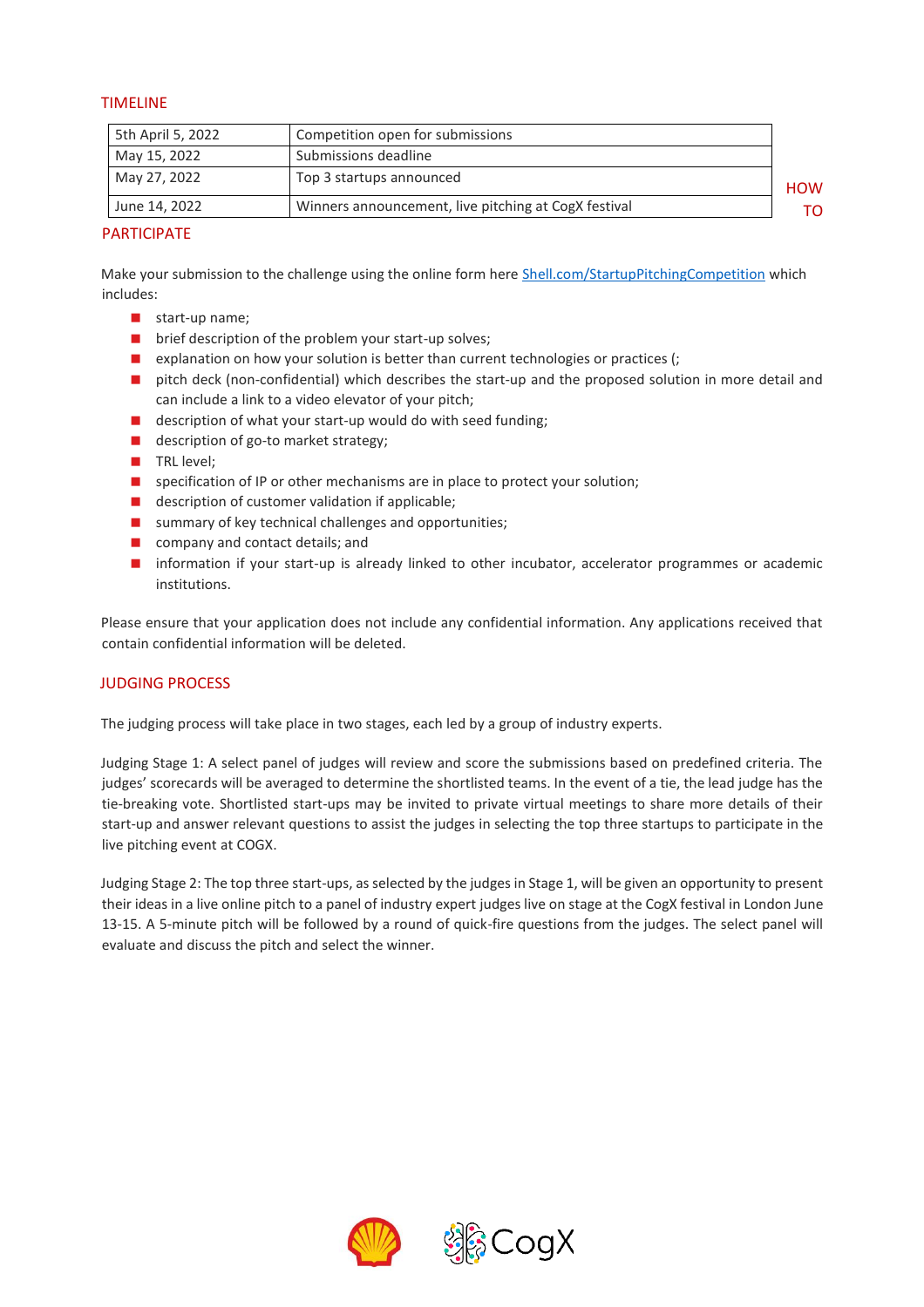## TIMELINE

| | |
|---|---|
| 5th April 5, 2022 | Competition open for submissions |
| May 15, 2022 | Submissions deadline |
| May 27, 2022 | Top 3 startups announced |
| June 14, 2022 | Winners announcement, live pitching at CogX festival |

## HOW TO PARTICIPATE

Make your submission to the challenge using the online form here [Shell.com/StartupPitchingCompetition](Shell.com/StartupPitchingCompetition) which includes:

- start-up name;
- brief description of the problem your start-up solves;
- explanation on how your solution is better than current technologies or practices (;
- pitch deck (non-confidential) which describes the start-up and the proposed solution in more detail and can include a link to a video elevator of your pitch;
- description of what your start-up would do with seed funding;
- description of go-to market strategy;
- TRL level;
- specification of IP or other mechanisms are in place to protect your solution;
- description of customer validation if applicable;
- summary of key technical challenges and opportunities;
- company and contact details; and
- information if your start-up is already linked to other incubator, accelerator programmes or academic institutions.

Please ensure that your application does not include any confidential information. Any applications received that contain confidential information will be deleted.

## JUDGING PROCESS

The judging process will take place in two stages, each led by a group of industry experts.

Judging Stage 1: A select panel of judges will review and score the submissions based on predefined criteria. The judges' scorecards will be averaged to determine the shortlisted teams. In the event of a tie, the lead judge has the tie-breaking vote. Shortlisted start-ups may be invited to private virtual meetings to share more details of their start-up and answer relevant questions to assist the judges in selecting the top three startups to participate in the live pitching event at COGX.

Judging Stage 2: The top three start-ups, as selected by the judges in Stage 1, will be given an opportunity to present their ideas in a live online pitch to a panel of industry expert judges live on stage at the CogX festival in London June 13-15. A 5-minute pitch will be followed by a round of quick-fire questions from the judges. The select panel will evaluate and discuss the pitch and select the winner.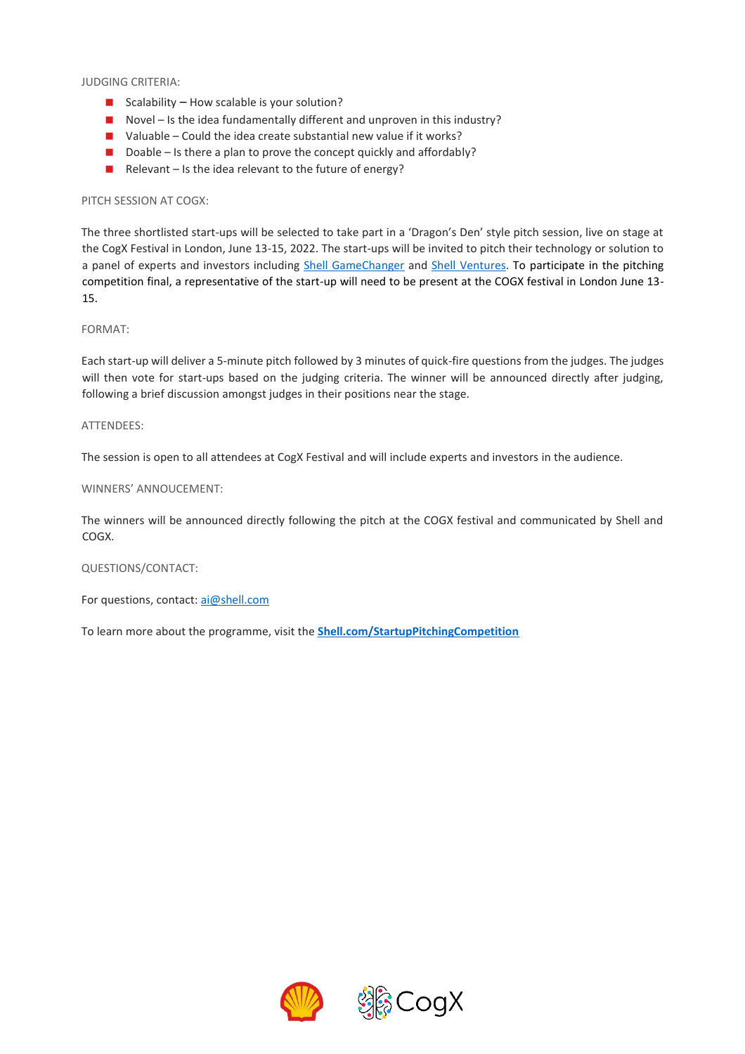JUDGING CRITERIA:

- Scalability – How scalable is your solution?
- Novel – Is the idea fundamentally different and unproven in this industry?
- Valuable – Could the idea create substantial new value if it works?
- Doable – Is there a plan to prove the concept quickly and affordably?
- Relevant – Is the idea relevant to the future of energy?

PITCH SESSION AT COGX:

The three shortlisted start-ups will be selected to take part in a 'Dragon's Den' style pitch session, live on stage at the CogX Festival in London, June 13-15, 2022. The start-ups will be invited to pitch their technology or solution to a panel of experts and investors including Shell GameChanger and Shell Ventures. To participate in the pitching competition final, a representative of the start-up will need to be present at the COGX festival in London June 13-15.

FORMAT:

Each start-up will deliver a 5-minute pitch followed by 3 minutes of quick-fire questions from the judges. The judges will then vote for start-ups based on the judging criteria. The winner will be announced directly after judging, following a brief discussion amongst judges in their positions near the stage.

ATTENDEES:

The session is open to all attendees at CogX Festival and will include experts and investors in the audience.

WINNERS' ANNOUCEMENT:

The winners will be announced directly following the pitch at the COGX festival and communicated by Shell and COGX.

QUESTIONS/CONTACT:

For questions, contact: ai@shell.com

To learn more about the programme, visit the **Shell.com/StartupPitchingCompetition**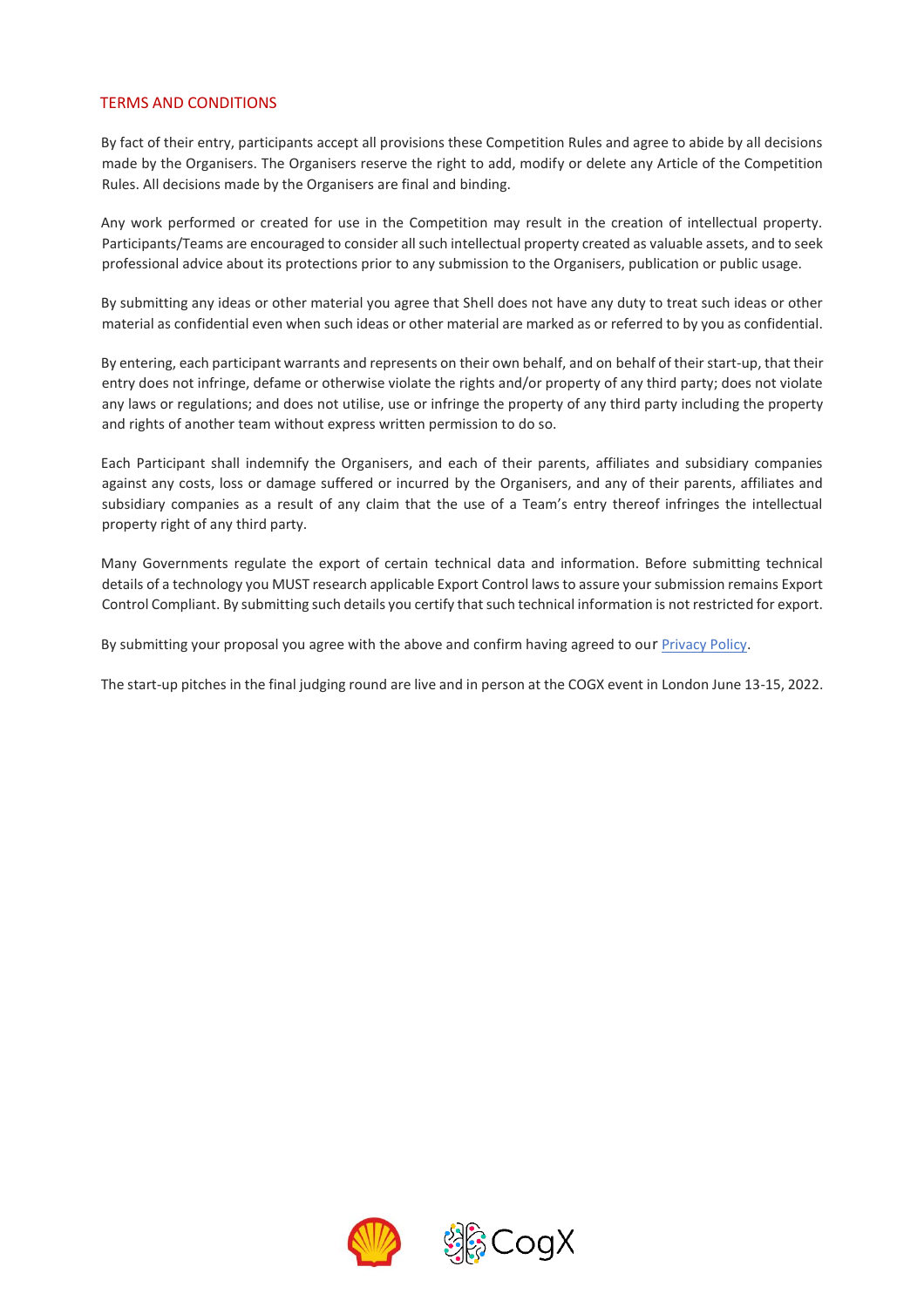## TERMS AND CONDITIONS

By fact of their entry, participants accept all provisions these Competition Rules and agree to abide by all decisions made by the Organisers. The Organisers reserve the right to add, modify or delete any Article of the Competition Rules. All decisions made by the Organisers are final and binding.

Any work performed or created for use in the Competition may result in the creation of intellectual property. Participants/Teams are encouraged to consider all such intellectual property created as valuable assets, and to seek professional advice about its protections prior to any submission to the Organisers, publication or public usage.

By submitting any ideas or other material you agree that Shell does not have any duty to treat such ideas or other material as confidential even when such ideas or other material are marked as or referred to by you as confidential.

By entering, each participant warrants and represents on their own behalf, and on behalf of their start-up, that their entry does not infringe, defame or otherwise violate the rights and/or property of any third party; does not violate any laws or regulations; and does not utilise, use or infringe the property of any third party including the property and rights of another team without express written permission to do so.

Each Participant shall indemnify the Organisers, and each of their parents, affiliates and subsidiary companies against any costs, loss or damage suffered or incurred by the Organisers, and any of their parents, affiliates and subsidiary companies as a result of any claim that the use of a Team's entry thereof infringes the intellectual property right of any third party.

Many Governments regulate the export of certain technical data and information. Before submitting technical details of a technology you MUST research applicable Export Control laws to assure your submission remains Export Control Compliant. By submitting such details you certify that such technical information is not restricted for export.

By submitting your proposal you agree with the above and confirm having agreed to our Privacy Policy.

The start-up pitches in the final judging round are live and in person at the COGX event in London June 13-15, 2022.